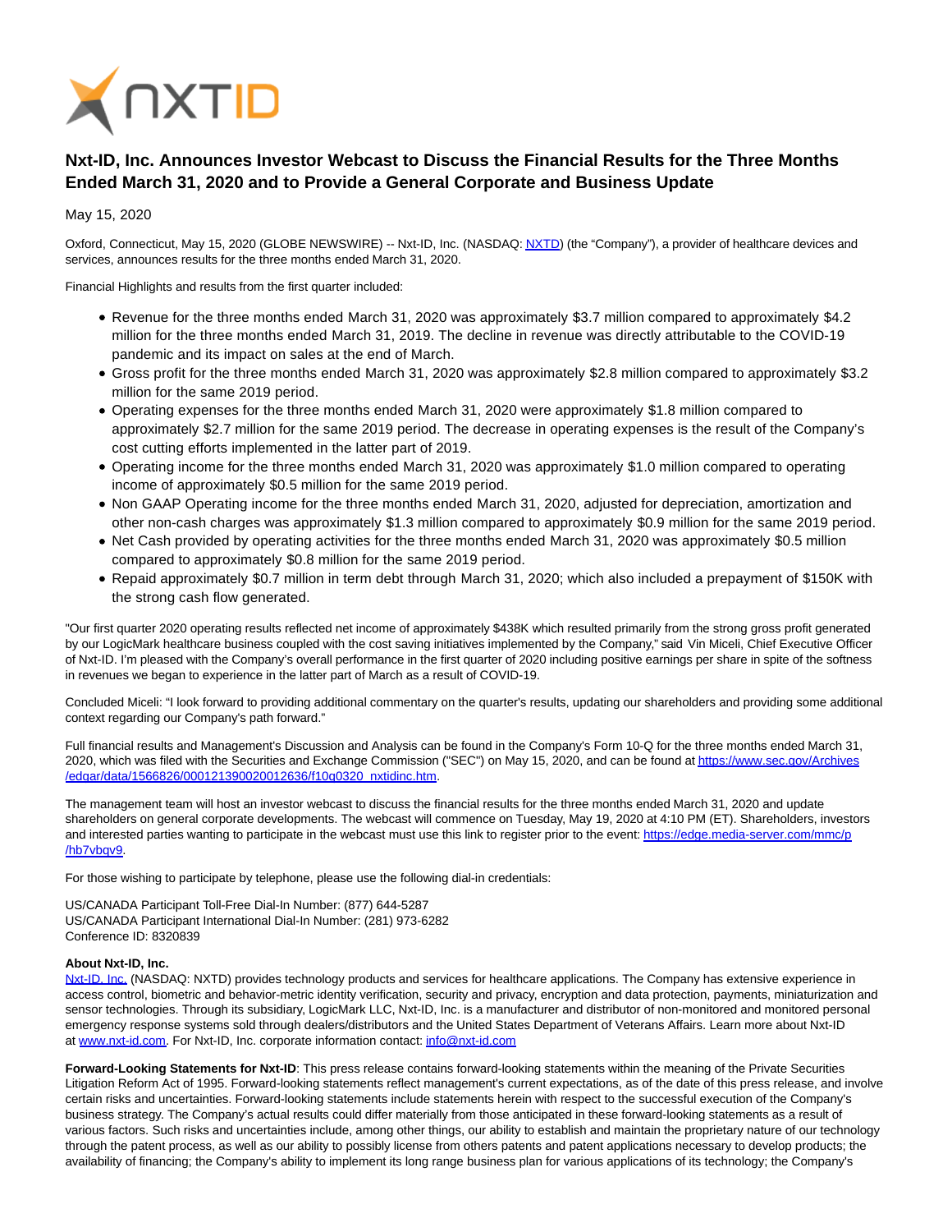# Nxt-ID, Inc. Announces Investor Webcast to Discuss the Financial Results for the Three Months Ended March 31, 2020 and to Provide a General Corporate and Business Update

May 15, 2020

Oxford, Connecticut, May 15, 2020 (GLOBE NEWSWIRE) -- Nxt-ID, Inc. (NASDAQ: NXTD) (the "Company"), a provider of healthcare devices and services, announces results for the three months ended March 31, 2020.

Financial Highlights and results from the first quarter included:

- Revenue for the three months ended March 31, 2020 was approximately $3.7 million compared to approximately $4.2 million for the three months ended March 31, 2019. The decline in revenue was directly attributable to the COVID-19 pandemic and its impact on sales at the end of March.
- Gross profit for the three months ended March 31, 2020 was approximately $2.8 million compared to approximately $3.2 million for the same 2019 period.
- Operating expenses for the three months ended March 31, 2020 were approximately $1.8 million compared to approximately $2.7 million for the same 2019 period. The decrease in operating expenses is the result of the Company's cost cutting efforts implemented in the latter part of 2019.
- Operating income for the three months ended March 31, 2020 was approximately $1.0 million compared to operating income of approximately $0.5 million for the same 2019 period.
- Non GAAP Operating income for the three months ended March 31, 2020, adjusted for depreciation, amortization and other non-cash charges was approximately $1.3 million compared to approximately $0.9 million for the same 2019 period.
- Net Cash provided by operating activities for the three months ended March 31, 2020 was approximately $0.5 million compared to approximately $0.8 million for the same 2019 period.
- Repaid approximately $0.7 million in term debt through March 31, 2020; which also included a prepayment of $150K with the strong cash flow generated.

"Our first quarter 2020 operating results reflected net income of approximately $438K which resulted primarily from the strong gross profit generated by our LogicMark healthcare business coupled with the cost saving initiatives implemented by the Company," said Vin Miceli, Chief Executive Officer of Nxt-ID. I'm pleased with the Company's overall performance in the first quarter of 2020 including positive earnings per share in spite of the softness in revenues we began to experience in the latter part of March as a result of COVID-19.

Concluded Miceli: "I look forward to providing additional commentary on the quarter's results, updating our shareholders and providing some additional context regarding our Company's path forward."

Full financial results and Management's Discussion and Analysis can be found in the Company's Form 10-Q for the three months ended March 31, 2020, which was filed with the Securities and Exchange Commission ("SEC") on May 15, 2020, and can be found at https://www.sec.gov/Archives/edgar/data/1566826/000121390020012636/f10q0320_nxtidinc.htm.

The management team will host an investor webcast to discuss the financial results for the three months ended March 31, 2020 and update shareholders on general corporate developments. The webcast will commence on Tuesday, May 19, 2020 at 4:10 PM (ET). Shareholders, investors and interested parties wanting to participate in the webcast must use this link to register prior to the event: https://edge.media-server.com/mmc/p/hb7vbqv9.

For those wishing to participate by telephone, please use the following dial-in credentials:

US/CANADA Participant Toll-Free Dial-In Number: (877) 644-5287
US/CANADA Participant International Dial-In Number: (281) 973-6282
Conference ID: 8320839

**About Nxt-ID, Inc.**
Nxt-ID, Inc. (NASDAQ: NXTD) provides technology products and services for healthcare applications. The Company has extensive experience in access control, biometric and behavior-metric identity verification, security and privacy, encryption and data protection, payments, miniaturization and sensor technologies. Through its subsidiary, LogicMark LLC, Nxt-ID, Inc. is a manufacturer and distributor of non-monitored and monitored personal emergency response systems sold through dealers/distributors and the United States Department of Veterans Affairs. Learn more about Nxt-ID at www.nxt-id.com. For Nxt-ID, Inc. corporate information contact: info@nxt-id.com

**Forward-Looking Statements for Nxt-ID**: This press release contains forward-looking statements within the meaning of the Private Securities Litigation Reform Act of 1995. Forward-looking statements reflect management's current expectations, as of the date of this press release, and involve certain risks and uncertainties. Forward-looking statements include statements herein with respect to the successful execution of the Company's business strategy. The Company's actual results could differ materially from those anticipated in these forward-looking statements as a result of various factors. Such risks and uncertainties include, among other things, our ability to establish and maintain the proprietary nature of our technology through the patent process, as well as our ability to possibly license from others patents and patent applications necessary to develop products; the availability of financing; the Company's ability to implement its long range business plan for various applications of its technology; the Company's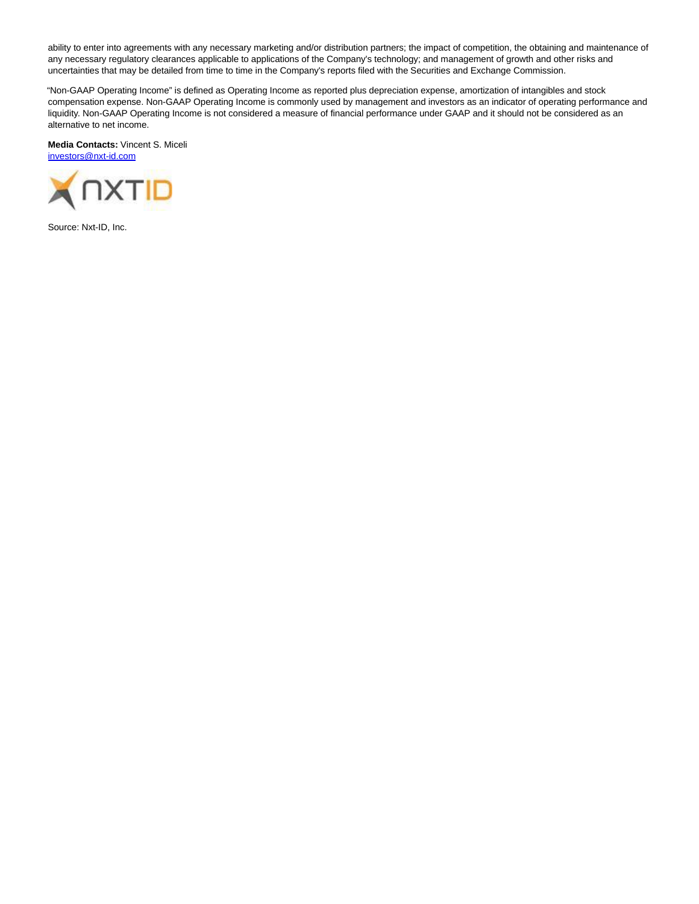ability to enter into agreements with any necessary marketing and/or distribution partners; the impact of competition, the obtaining and maintenance of any necessary regulatory clearances applicable to applications of the Company's technology; and management of growth and other risks and uncertainties that may be detailed from time to time in the Company's reports filed with the Securities and Exchange Commission.

"Non-GAAP Operating Income" is defined as Operating Income as reported plus depreciation expense, amortization of intangibles and stock compensation expense. Non-GAAP Operating Income is commonly used by management and investors as an indicator of operating performance and liquidity. Non-GAAP Operating Income is not considered a measure of financial performance under GAAP and it should not be considered as an alternative to net income.

**Media Contacts:** Vincent S. Miceli
investors@nxt-id.com

Source: Nxt-ID, Inc.